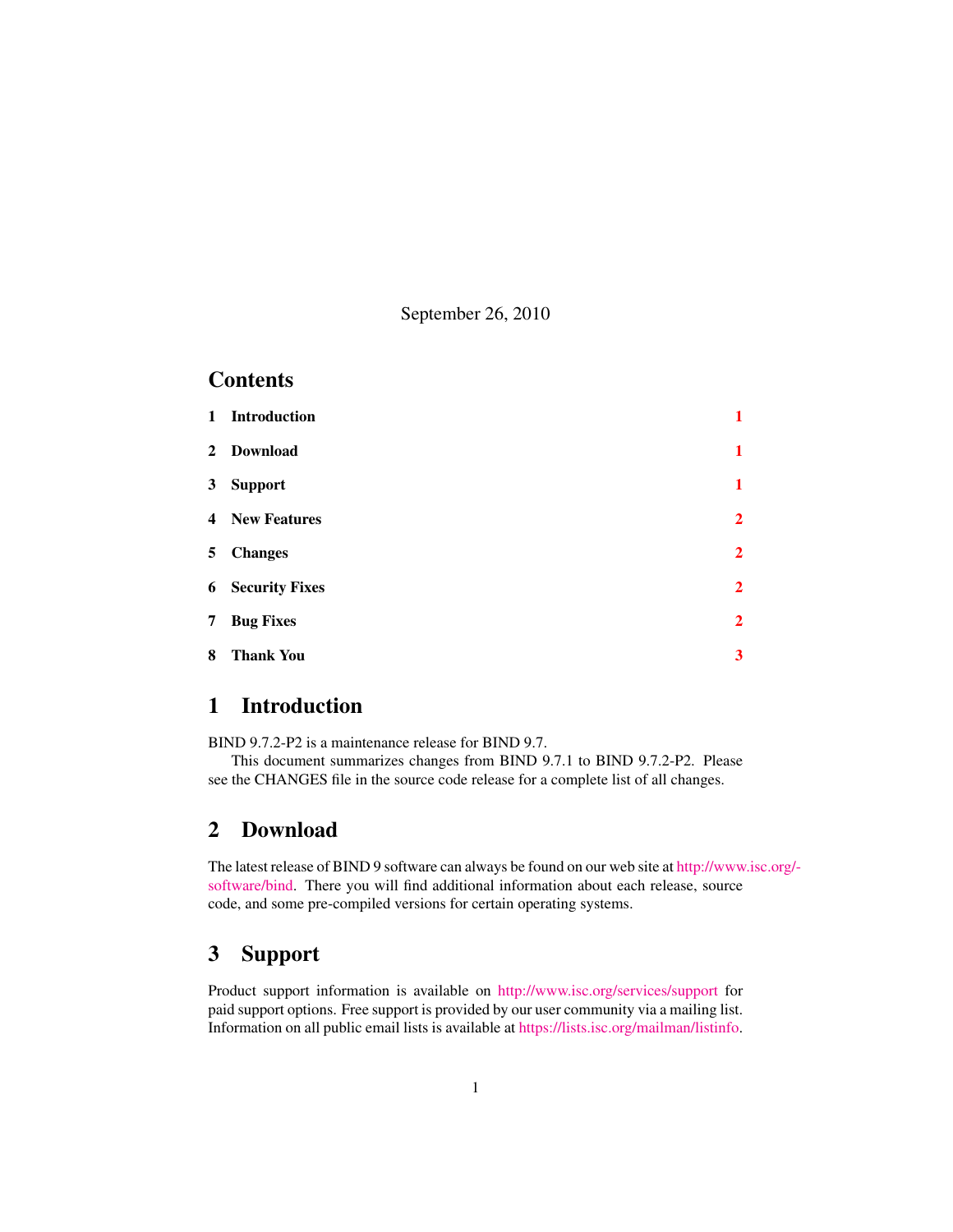September 26, 2010

## Contents

| | | |
|---|---|---|
| 1 | Introduction | 1 |
| 2 | Download | 1 |
| 3 | Support | 1 |
| 4 | New Features | 2 |
| 5 | Changes | 2 |
| 6 | Security Fixes | 2 |
| 7 | Bug Fixes | 2 |
| 8 | Thank You | 3 |

# 1 Introduction

BIND 9.7.2-P2 is a maintenance release for BIND 9.7.

This document summarizes changes from BIND 9.7.1 to BIND 9.7.2-P2. Please see the CHANGES file in the source code release for a complete list of all changes.

# 2 Download

The latest release of BIND 9 software can always be found on our web site at http://www.isc.org/software/bind. There you will find additional information about each release, source code, and some pre-compiled versions for certain operating systems.

# 3 Support

Product support information is available on http://www.isc.org/services/support for paid support options. Free support is provided by our user community via a mailing list. Information on all public email lists is available at https://lists.isc.org/mailman/listinfo.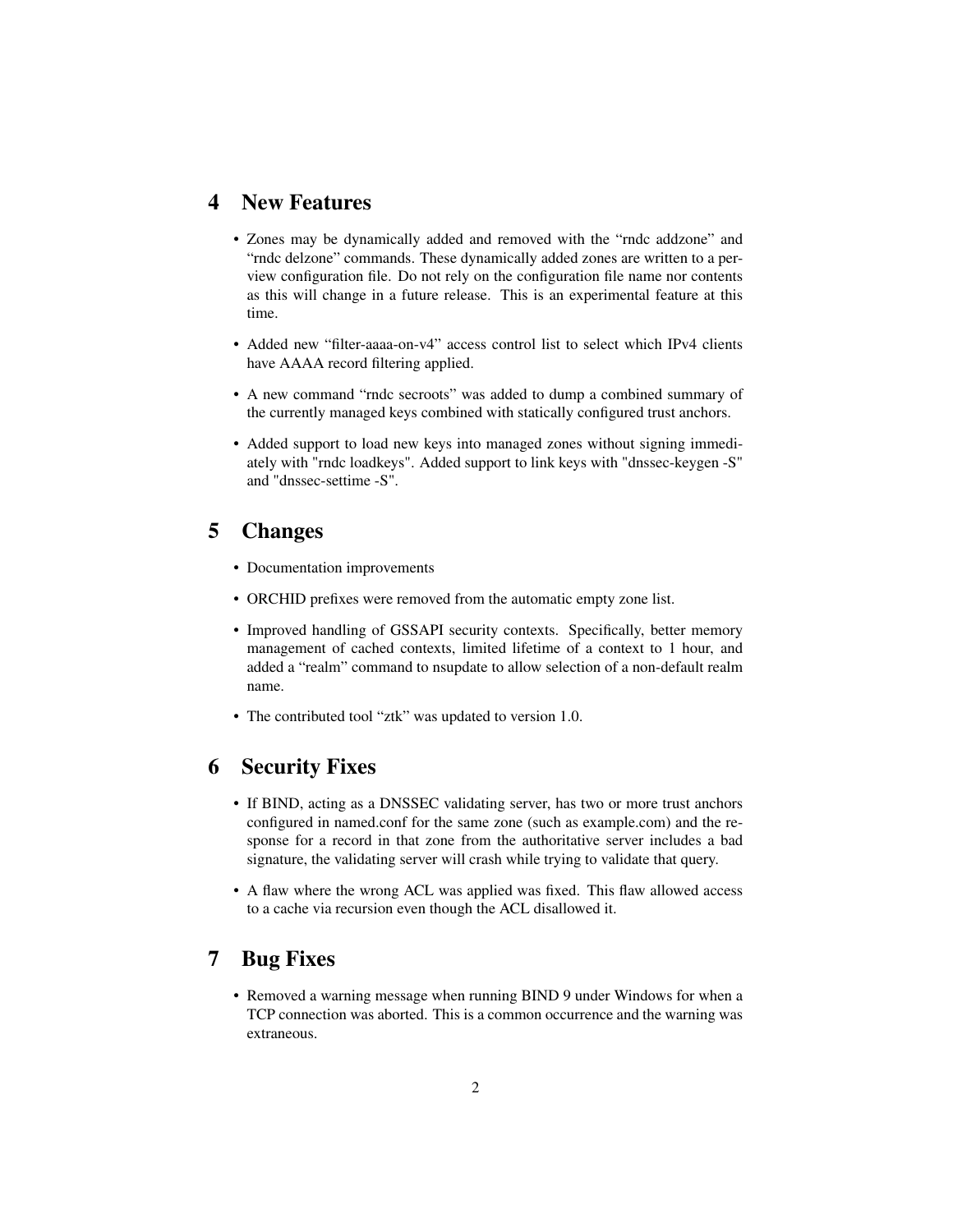## 4 New Features

- Zones may be dynamically added and removed with the "rndc addzone" and "rndc delzone" commands. These dynamically added zones are written to a per-view configuration file. Do not rely on the configuration file name nor contents as this will change in a future release. This is an experimental feature at this time.
- Added new "filter-aaaa-on-v4" access control list to select which IPv4 clients have AAAA record filtering applied.
- A new command "rndc secroots" was added to dump a combined summary of the currently managed keys combined with statically configured trust anchors.
- Added support to load new keys into managed zones without signing immediately with "rndc loadkeys". Added support to link keys with "dnssec-keygen -S" and "dnssec-settime -S".

## 5 Changes

- Documentation improvements
- ORCHID prefixes were removed from the automatic empty zone list.
- Improved handling of GSSAPI security contexts. Specifically, better memory management of cached contexts, limited lifetime of a context to 1 hour, and added a "realm" command to nsupdate to allow selection of a non-default realm name.
- The contributed tool "ztk" was updated to version 1.0.

## 6 Security Fixes

- If BIND, acting as a DNSSEC validating server, has two or more trust anchors configured in named.conf for the same zone (such as example.com) and the response for a record in that zone from the authoritative server includes a bad signature, the validating server will crash while trying to validate that query.
- A flaw where the wrong ACL was applied was fixed. This flaw allowed access to a cache via recursion even though the ACL disallowed it.

## 7 Bug Fixes

- Removed a warning message when running BIND 9 under Windows for when a TCP connection was aborted. This is a common occurrence and the warning was extraneous.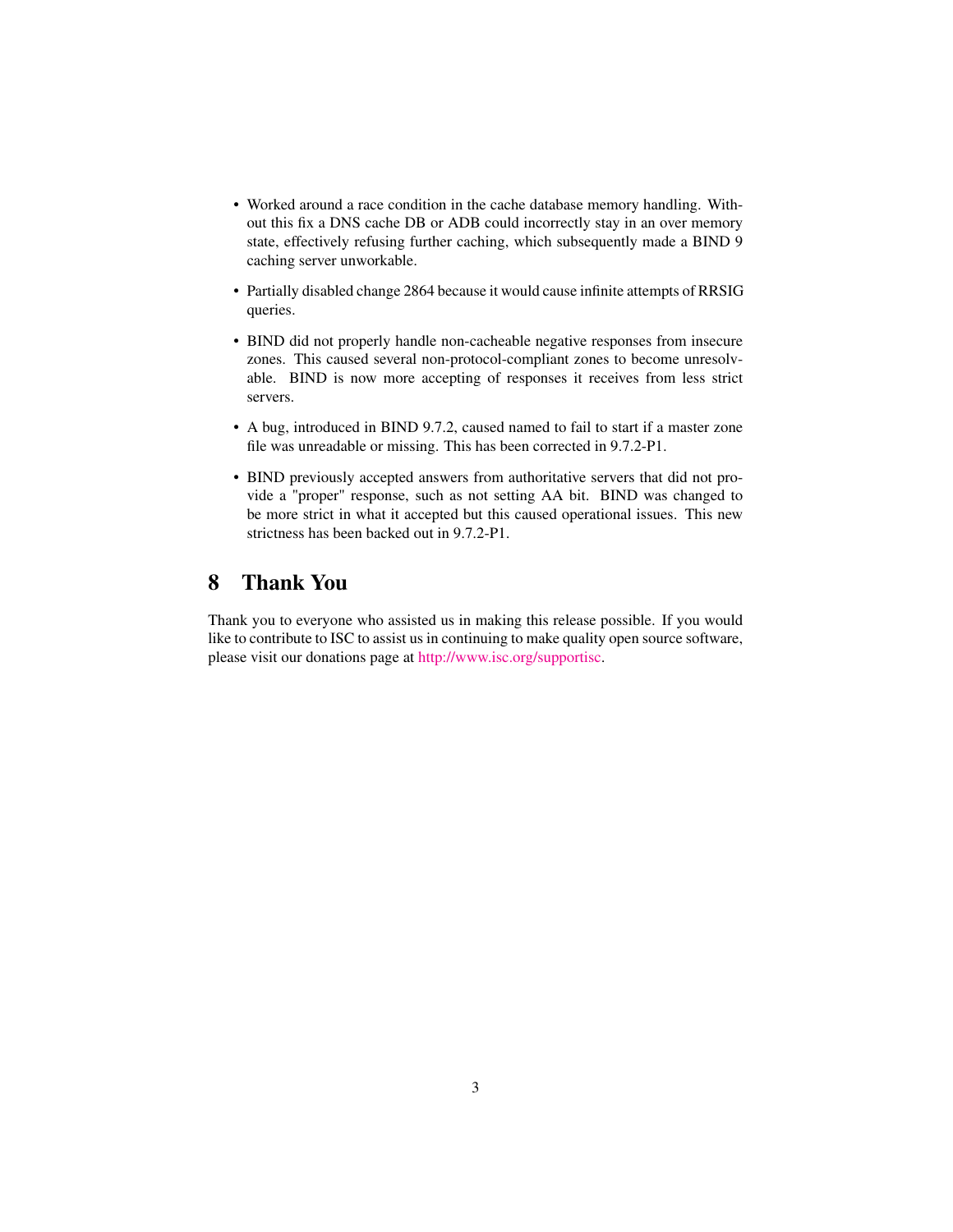- Worked around a race condition in the cache database memory handling. Without this fix a DNS cache DB or ADB could incorrectly stay in an over memory state, effectively refusing further caching, which subsequently made a BIND 9 caching server unworkable.
- Partially disabled change 2864 because it would cause infinite attempts of RRSIG queries.
- BIND did not properly handle non-cacheable negative responses from insecure zones. This caused several non-protocol-compliant zones to become unresolvable. BIND is now more accepting of responses it receives from less strict servers.
- A bug, introduced in BIND 9.7.2, caused named to fail to start if a master zone file was unreadable or missing. This has been corrected in 9.7.2-P1.
- BIND previously accepted answers from authoritative servers that did not provide a "proper" response, such as not setting AA bit. BIND was changed to be more strict in what it accepted but this caused operational issues. This new strictness has been backed out in 9.7.2-P1.

## 8 Thank You

Thank you to everyone who assisted us in making this release possible. If you would like to contribute to ISC to assist us in continuing to make quality open source software, please visit our donations page at http://www.isc.org/supportisc.